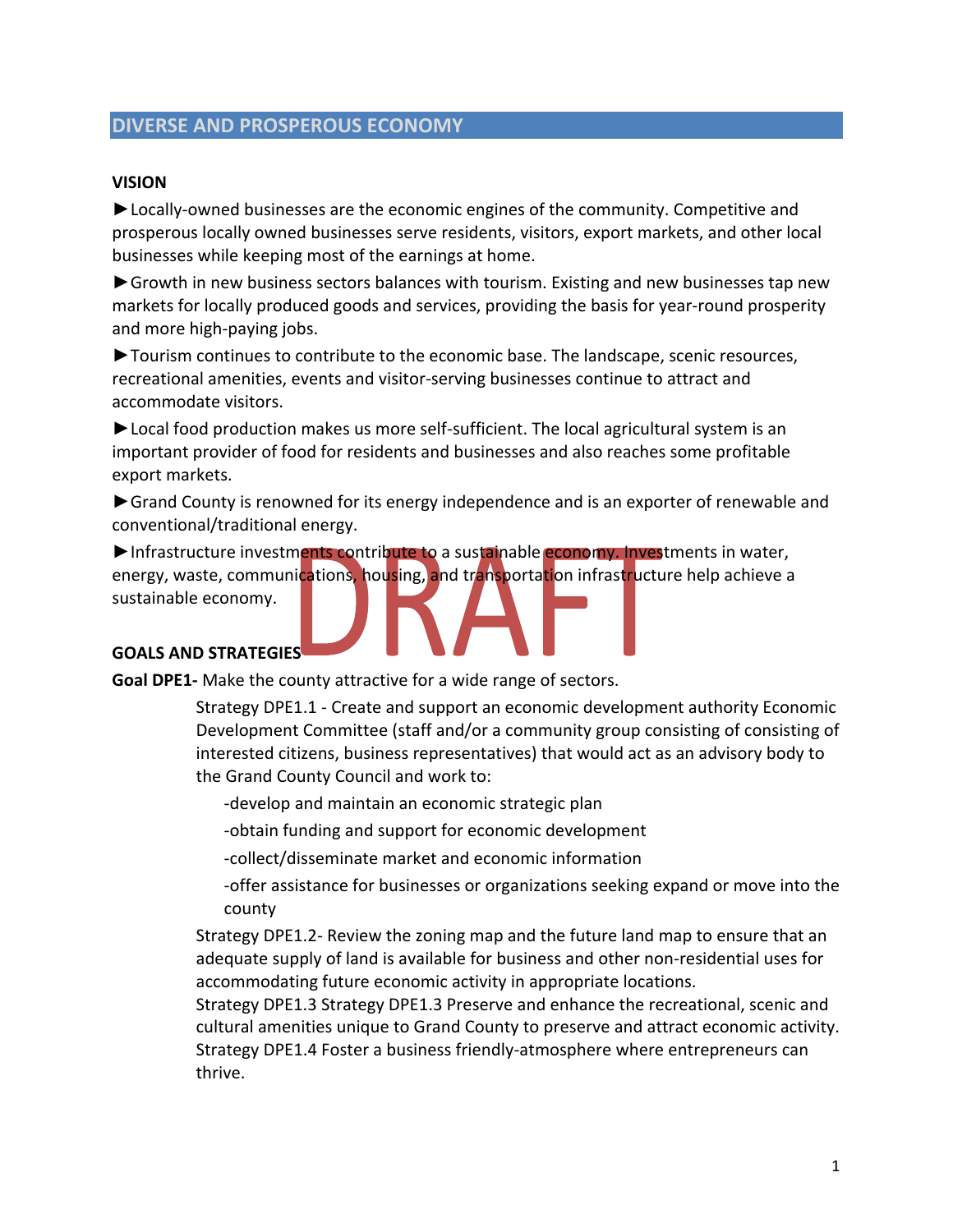## DIVERSE AND PROSPEROUS ECONOMY

### VISION

►Locally-owned businesses are the economic engines of the community. Competitive and prosperous locally owned businesses serve residents, visitors, export markets, and other local businesses while keeping most of the earnings at home.

►Growth in new business sectors balances with tourism. Existing and new businesses tap new markets for locally produced goods and services, providing the basis for year-round prosperity and more high-paying jobs.

►Tourism continues to contribute to the economic base. The landscape, scenic resources, recreational amenities, events and visitor-serving businesses continue to attract and accommodate visitors.

►Local food production makes us more self-sufficient. The local agricultural system is an important provider of food for residents and businesses and also reaches some profitable export markets.

►Grand County is renowned for its energy independence and is an exporter of renewable and conventional/traditional energy.

►Infrastructure investments contribute to a sustainable economy. Investments in water, energy, waste, communications, housing, and transportation infrastructure help achieve a sustainable economy.

### GOALS AND STRATEGIES

**Goal DPE1-** Make the county attractive for a wide range of sectors.

Strategy DPE1.1 - Create and support an economic development authority Economic Development Committee (staff and/or a community group consisting of consisting of interested citizens, business representatives) that would act as an advisory body to the Grand County Council and work to:

-develop and maintain an economic strategic plan

-obtain funding and support for economic development

-collect/disseminate market and economic information

-offer assistance for businesses or organizations seeking expand or move into the county

Strategy DPE1.2- Review the zoning map and the future land map to ensure that an adequate supply of land is available for business and other non-residential uses for accommodating future economic activity in appropriate locations.

Strategy DPE1.3 Strategy DPE1.3 Preserve and enhance the recreational, scenic and cultural amenities unique to Grand County to preserve and attract economic activity.

Strategy DPE1.4 Foster a business friendly-atmosphere where entrepreneurs can thrive.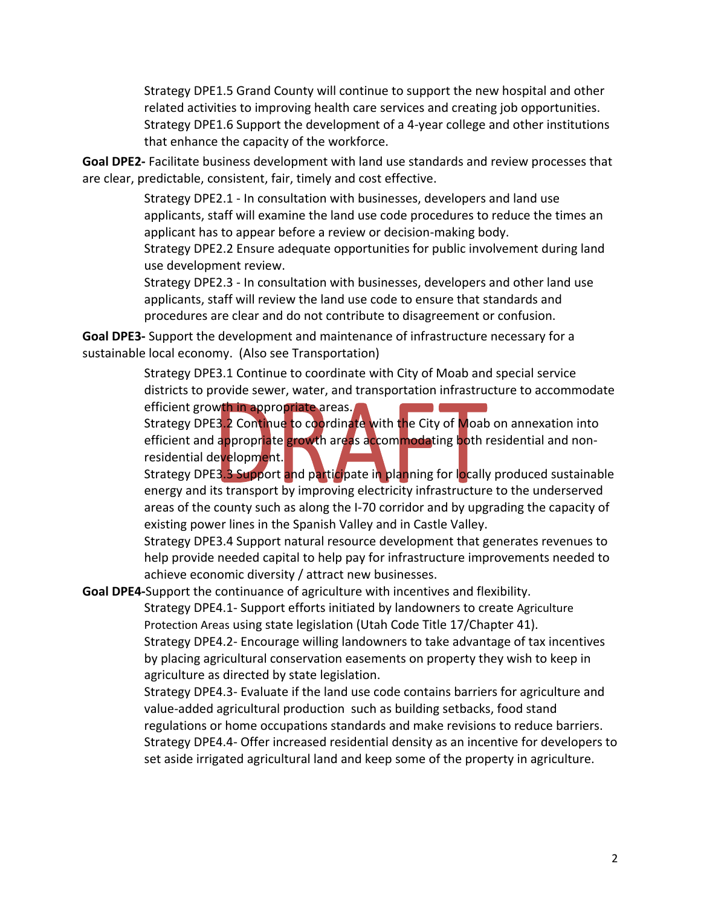Strategy DPE1.5 Grand County will continue to support the new hospital and other related activities to improving health care services and creating job opportunities.
Strategy DPE1.6 Support the development of a 4-year college and other institutions that enhance the capacity of the workforce.

**Goal DPE2-** Facilitate business development with land use standards and review processes that are clear, predictable, consistent, fair, timely and cost effective.

Strategy DPE2.1 - In consultation with businesses, developers and land use applicants, staff will examine the land use code procedures to reduce the times an applicant has to appear before a review or decision-making body.
Strategy DPE2.2 Ensure adequate opportunities for public involvement during land use development review.
Strategy DPE2.3 - In consultation with businesses, developers and other land use applicants, staff will review the land use code to ensure that standards and procedures are clear and do not contribute to disagreement or confusion.

**Goal DPE3-** Support the development and maintenance of infrastructure necessary for a sustainable local economy. (Also see Transportation)

Strategy DPE3.1 Continue to coordinate with City of Moab and special service districts to provide sewer, water, and transportation infrastructure to accommodate efficient growth in appropriate areas.
Strategy DPE3.2 Continue to coordinate with the City of Moab on annexation into efficient and appropriate growth areas accommodating both residential and non-residential development.
Strategy DPE3.3 Support and participate in planning for locally produced sustainable energy and its transport by improving electricity infrastructure to the underserved areas of the county such as along the I-70 corridor and by upgrading the capacity of existing power lines in the Spanish Valley and in Castle Valley.
Strategy DPE3.4 Support natural resource development that generates revenues to help provide needed capital to help pay for infrastructure improvements needed to achieve economic diversity / attract new businesses.

**Goal DPE4-**Support the continuance of agriculture with incentives and flexibility.

Strategy DPE4.1- Support efforts initiated by landowners to create Agriculture Protection Areas using state legislation (Utah Code Title 17/Chapter 41).
Strategy DPE4.2- Encourage willing landowners to take advantage of tax incentives by placing agricultural conservation easements on property they wish to keep in agriculture as directed by state legislation.
Strategy DPE4.3- Evaluate if the land use code contains barriers for agriculture and value-added agricultural production such as building setbacks, food stand regulations or home occupations standards and make revisions to reduce barriers.
Strategy DPE4.4- Offer increased residential density as an incentive for developers to set aside irrigated agricultural land and keep some of the property in agriculture.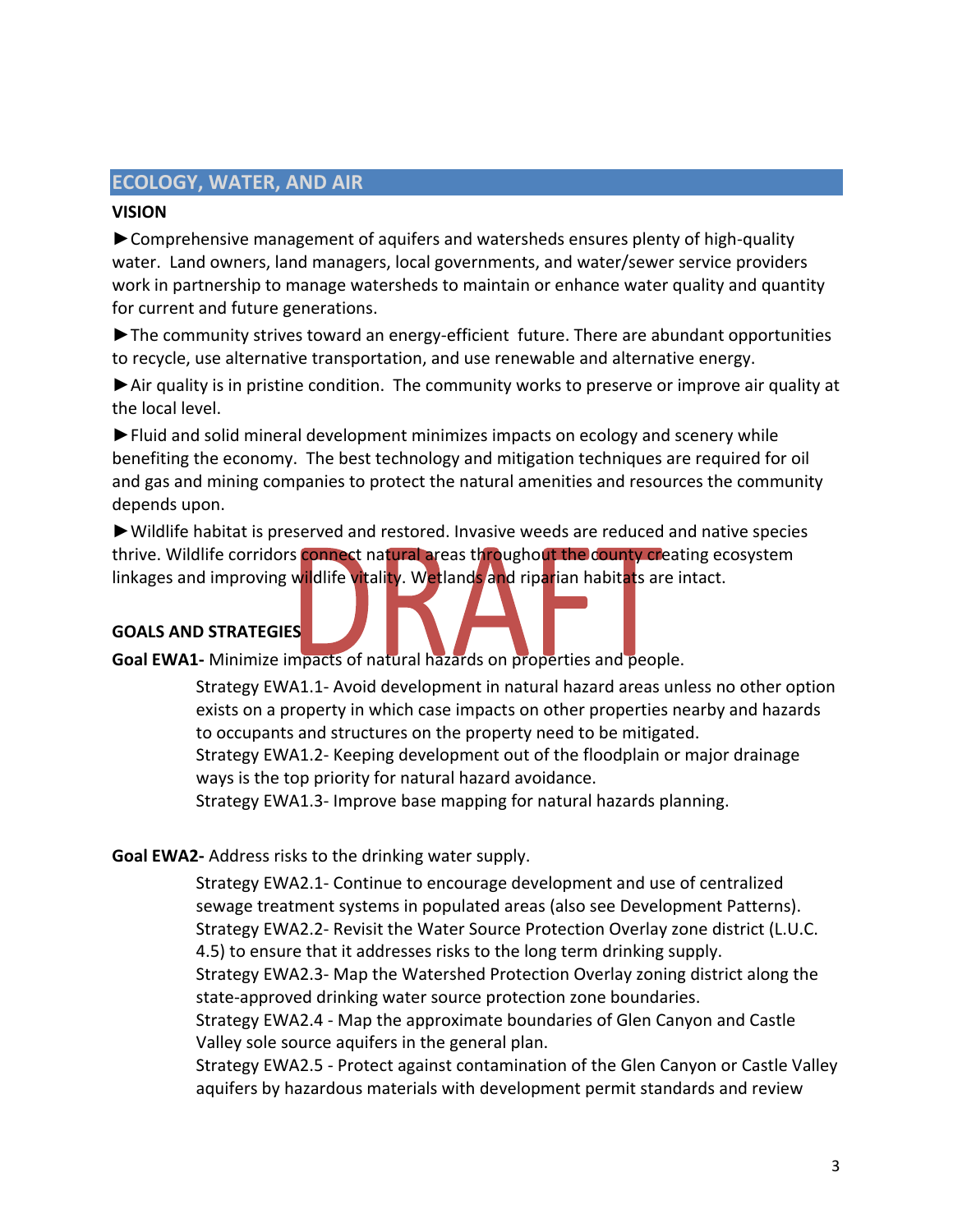## ECOLOGY, WATER, AND AIR

**VISION**

►Comprehensive management of aquifers and watersheds ensures plenty of high-quality water. Land owners, land managers, local governments, and water/sewer service providers work in partnership to manage watersheds to maintain or enhance water quality and quantity for current and future generations.

►The community strives toward an energy-efficient future. There are abundant opportunities to recycle, use alternative transportation, and use renewable and alternative energy.

►Air quality is in pristine condition. The community works to preserve or improve air quality at the local level.

►Fluid and solid mineral development minimizes impacts on ecology and scenery while benefiting the economy. The best technology and mitigation techniques are required for oil and gas and mining companies to protect the natural amenities and resources the community depends upon.

►Wildlife habitat is preserved and restored. Invasive weeds are reduced and native species thrive. Wildlife corridors connect natural areas throughout the county creating ecosystem linkages and improving wildlife vitality. Wetlands and riparian habitats are intact.

**GOALS AND STRATEGIES**

**Goal EWA1-** Minimize impacts of natural hazards on properties and people.

> Strategy EWA1.1- Avoid development in natural hazard areas unless no other option exists on a property in which case impacts on other properties nearby and hazards to occupants and structures on the property need to be mitigated.
> Strategy EWA1.2- Keeping development out of the floodplain or major drainage ways is the top priority for natural hazard avoidance.
> Strategy EWA1.3- Improve base mapping for natural hazards planning.

**Goal EWA2-** Address risks to the drinking water supply.

> Strategy EWA2.1- Continue to encourage development and use of centralized sewage treatment systems in populated areas (also see Development Patterns).
> Strategy EWA2.2- Revisit the Water Source Protection Overlay zone district (L.U.C. 4.5) to ensure that it addresses risks to the long term drinking supply.
> Strategy EWA2.3- Map the Watershed Protection Overlay zoning district along the state-approved drinking water source protection zone boundaries.
> Strategy EWA2.4 - Map the approximate boundaries of Glen Canyon and Castle Valley sole source aquifers in the general plan.
> Strategy EWA2.5 - Protect against contamination of the Glen Canyon or Castle Valley aquifers by hazardous materials with development permit standards and review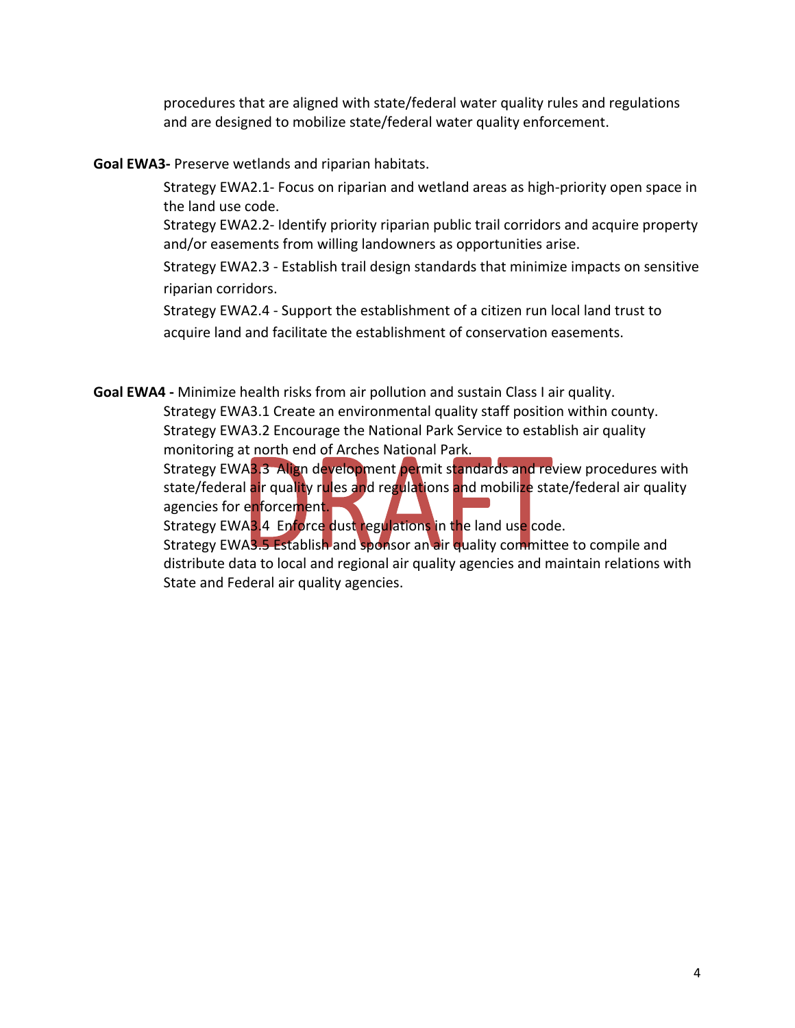procedures that are aligned with state/federal water quality rules and regulations and are designed to mobilize state/federal water quality enforcement.

**Goal EWA3-** Preserve wetlands and riparian habitats.

Strategy EWA2.1- Focus on riparian and wetland areas as high-priority open space in the land use code.

Strategy EWA2.2- Identify priority riparian public trail corridors and acquire property and/or easements from willing landowners as opportunities arise.

Strategy EWA2.3 - Establish trail design standards that minimize impacts on sensitive riparian corridors.

Strategy EWA2.4 - Support the establishment of a citizen run local land trust to acquire land and facilitate the establishment of conservation easements.

**Goal EWA4 -** Minimize health risks from air pollution and sustain Class I air quality.

Strategy EWA3.1 Create an environmental quality staff position within county.

Strategy EWA3.2 Encourage the National Park Service to establish air quality monitoring at north end of Arches National Park.

Strategy EWA3.3 Align development permit standards and review procedures with state/federal air quality rules and regulations and mobilize state/federal air quality agencies for enforcement.

Strategy EWA3.4 Enforce dust regulations in the land use code.

Strategy EWA3.5 Establish and sponsor an air quality committee to compile and distribute data to local and regional air quality agencies and maintain relations with State and Federal air quality agencies.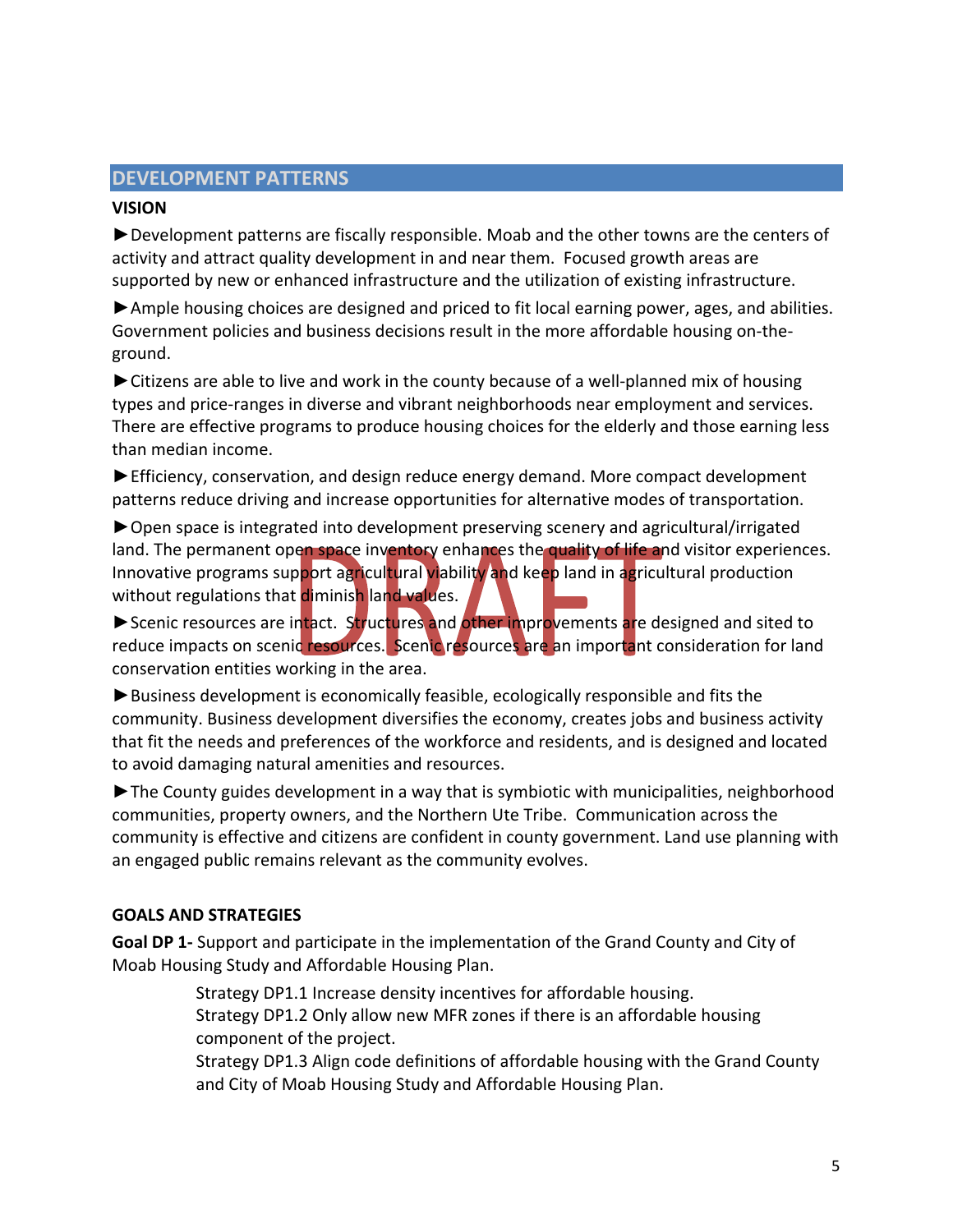## DEVELOPMENT PATTERNS

### VISION

►Development patterns are fiscally responsible. Moab and the other towns are the centers of activity and attract quality development in and near them. Focused growth areas are supported by new or enhanced infrastructure and the utilization of existing infrastructure.

►Ample housing choices are designed and priced to fit local earning power, ages, and abilities. Government policies and business decisions result in the more affordable housing on-the-ground.

►Citizens are able to live and work in the county because of a well-planned mix of housing types and price-ranges in diverse and vibrant neighborhoods near employment and services. There are effective programs to produce housing choices for the elderly and those earning less than median income.

►Efficiency, conservation, and design reduce energy demand. More compact development patterns reduce driving and increase opportunities for alternative modes of transportation.

►Open space is integrated into development preserving scenery and agricultural/irrigated land. The permanent open space inventory enhances the quality of life and visitor experiences. Innovative programs support agricultural viability and keep land in agricultural production without regulations that diminish land values.

►Scenic resources are intact. Structures and other improvements are designed and sited to reduce impacts on scenic resources. Scenic resources are an important consideration for land conservation entities working in the area.

►Business development is economically feasible, ecologically responsible and fits the community. Business development diversifies the economy, creates jobs and business activity that fit the needs and preferences of the workforce and residents, and is designed and located to avoid damaging natural amenities and resources.

►The County guides development in a way that is symbiotic with municipalities, neighborhood communities, property owners, and the Northern Ute Tribe. Communication across the community is effective and citizens are confident in county government. Land use planning with an engaged public remains relevant as the community evolves.

### GOALS AND STRATEGIES

**Goal DP 1-** Support and participate in the implementation of the Grand County and City of Moab Housing Study and Affordable Housing Plan.

Strategy DP1.1 Increase density incentives for affordable housing.
Strategy DP1.2 Only allow new MFR zones if there is an affordable housing component of the project.
Strategy DP1.3 Align code definitions of affordable housing with the Grand County and City of Moab Housing Study and Affordable Housing Plan.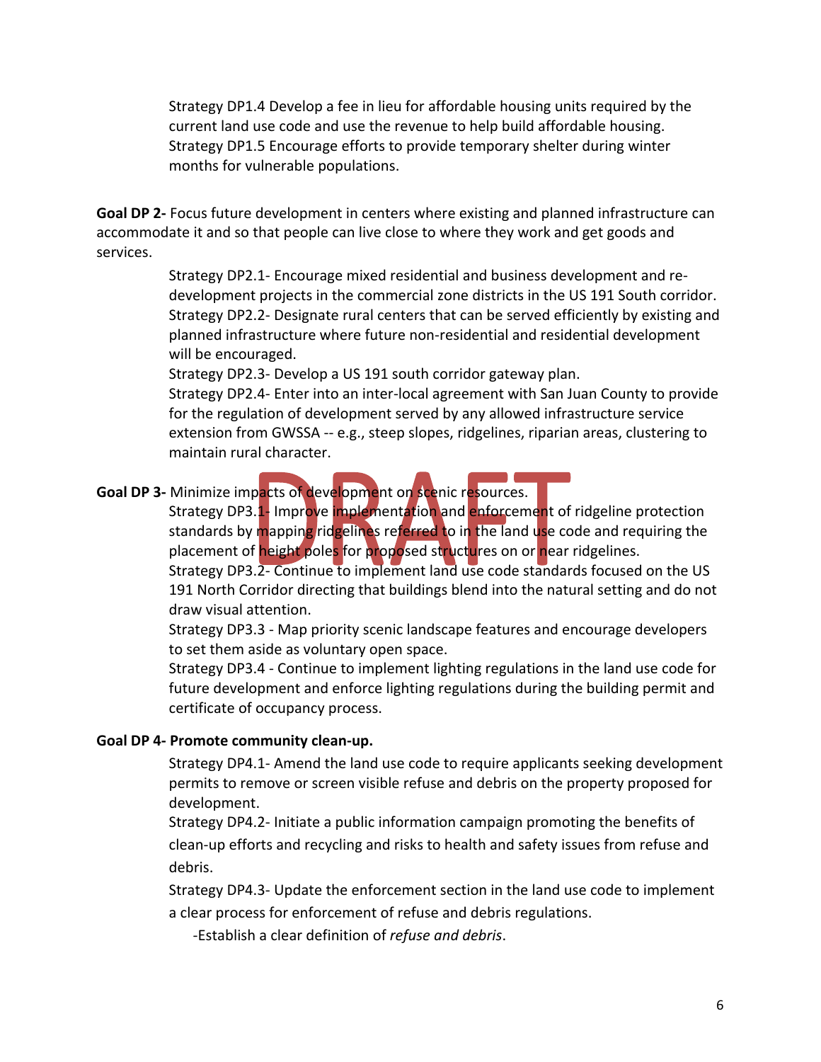Strategy DP1.4 Develop a fee in lieu for affordable housing units required by the current land use code and use the revenue to help build affordable housing.
Strategy DP1.5 Encourage efforts to provide temporary shelter during winter months for vulnerable populations.

**Goal DP 2-** Focus future development in centers where existing and planned infrastructure can accommodate it and so that people can live close to where they work and get goods and services.

Strategy DP2.1- Encourage mixed residential and business development and re-development projects in the commercial zone districts in the US 191 South corridor.
Strategy DP2.2- Designate rural centers that can be served efficiently by existing and planned infrastructure where future non-residential and residential development will be encouraged.
Strategy DP2.3- Develop a US 191 south corridor gateway plan.
Strategy DP2.4- Enter into an inter-local agreement with San Juan County to provide for the regulation of development served by any allowed infrastructure service extension from GWSSA -- e.g., steep slopes, ridgelines, riparian areas, clustering to maintain rural character.

**Goal DP 3-** Minimize impacts of development on scenic resources.

Strategy DP3.1- Improve implementation and enforcement of ridgeline protection standards by mapping ridgelines referred to in the land use code and requiring the placement of height poles for proposed structures on or near ridgelines.
Strategy DP3.2- Continue to implement land use code standards focused on the US 191 North Corridor directing that buildings blend into the natural setting and do not draw visual attention.
Strategy DP3.3 - Map priority scenic landscape features and encourage developers to set them aside as voluntary open space.
Strategy DP3.4 - Continue to implement lighting regulations in the land use code for future development and enforce lighting regulations during the building permit and certificate of occupancy process.

**Goal DP 4- Promote community clean-up.**

Strategy DP4.1- Amend the land use code to require applicants seeking development permits to remove or screen visible refuse and debris on the property proposed for development.
Strategy DP4.2- Initiate a public information campaign promoting the benefits of clean-up efforts and recycling and risks to health and safety issues from refuse and debris.
Strategy DP4.3- Update the enforcement section in the land use code to implement a clear process for enforcement of refuse and debris regulations.

-Establish a clear definition of *refuse and debris*.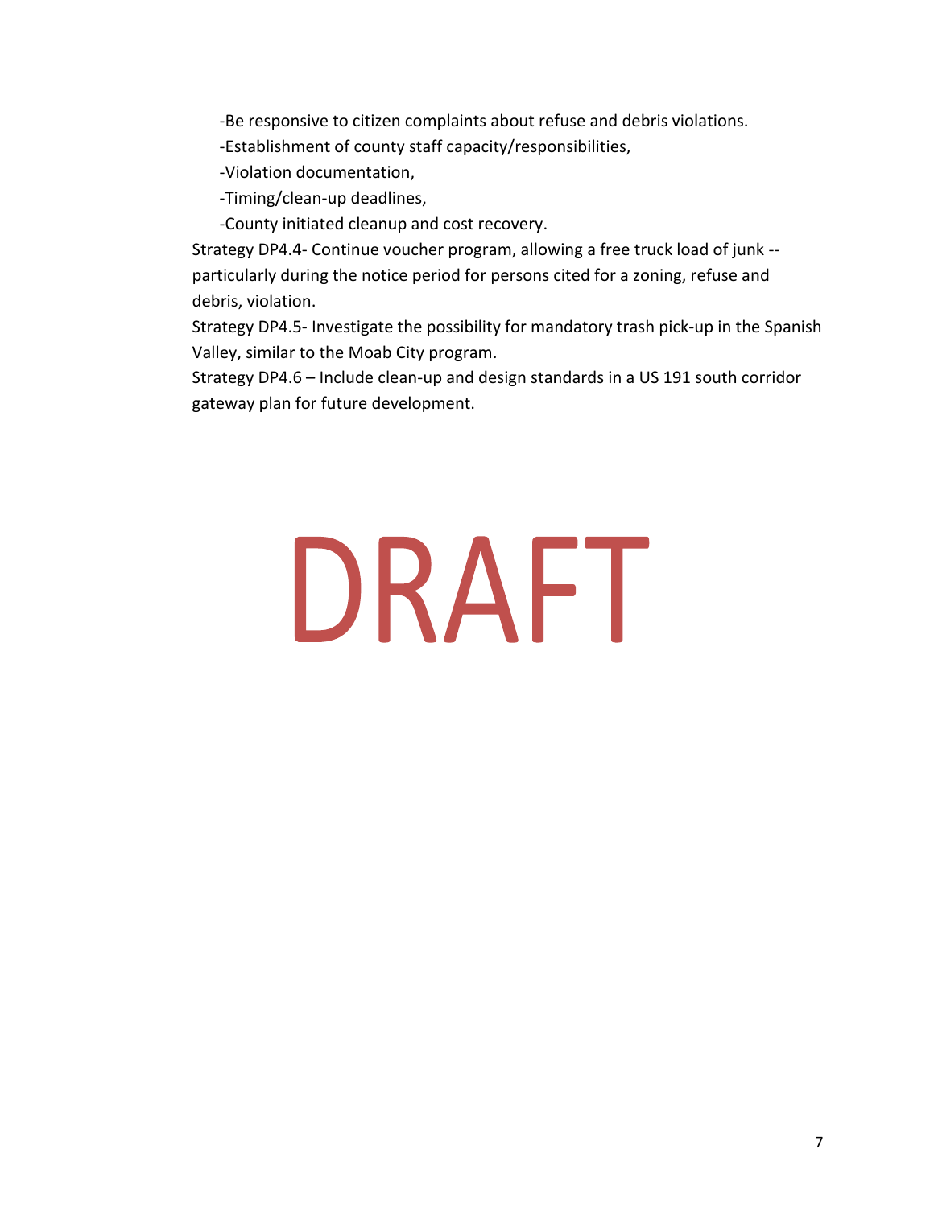-Be responsive to citizen complaints about refuse and debris violations.

-Establishment of county staff capacity/responsibilities,

-Violation documentation,

-Timing/clean-up deadlines,

-County initiated cleanup and cost recovery.

Strategy DP4.4- Continue voucher program, allowing a free truck load of junk -- particularly during the notice period for persons cited for a zoning, refuse and debris, violation.

Strategy DP4.5- Investigate the possibility for mandatory trash pick-up in the Spanish Valley, similar to the Moab City program.

Strategy DP4.6 – Include clean-up and design standards in a US 191 south corridor gateway plan for future development.

DRAFT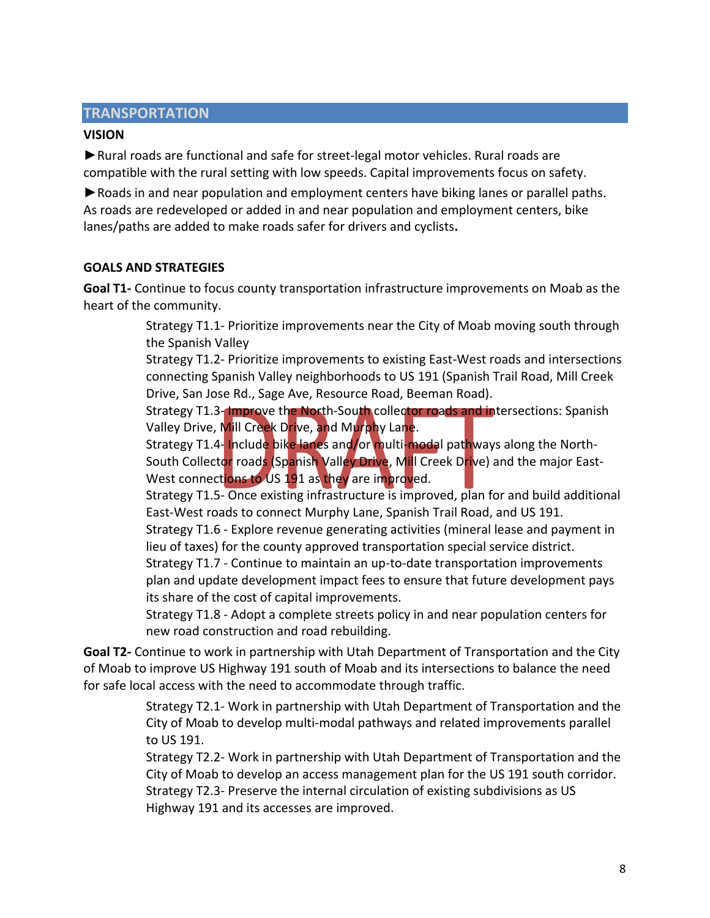## TRANSPORTATION

### VISION

►Rural roads are functional and safe for street-legal motor vehicles. Rural roads are compatible with the rural setting with low speeds. Capital improvements focus on safety.

►Roads in and near population and employment centers have biking lanes or parallel paths. As roads are redeveloped or added in and near population and employment centers, bike lanes/paths are added to make roads safer for drivers and cyclists**.**

### GOALS AND STRATEGIES

**Goal T1-** Continue to focus county transportation infrastructure improvements on Moab as the heart of the community.

> Strategy T1.1- Prioritize improvements near the City of Moab moving south through the Spanish Valley
>
> Strategy T1.2- Prioritize improvements to existing East-West roads and intersections connecting Spanish Valley neighborhoods to US 191 (Spanish Trail Road, Mill Creek Drive, San Jose Rd., Sage Ave, Resource Road, Beeman Road).
>
> Strategy T1.3- Improve the North-South collector roads and intersections: Spanish Valley Drive, Mill Creek Drive, and Murphy Lane.
>
> Strategy T1.4- Include bike lanes and/or multi-modal pathways along the North-South Collector roads (Spanish Valley Drive, Mill Creek Drive) and the major East-West connections to US 191 as they are improved.
>
> Strategy T1.5- Once existing infrastructure is improved, plan for and build additional East-West roads to connect Murphy Lane, Spanish Trail Road, and US 191.
>
> Strategy T1.6 - Explore revenue generating activities (mineral lease and payment in lieu of taxes) for the county approved transportation special service district.
>
> Strategy T1.7 - Continue to maintain an up-to-date transportation improvements plan and update development impact fees to ensure that future development pays its share of the cost of capital improvements.
>
> Strategy T1.8 - Adopt a complete streets policy in and near population centers for new road construction and road rebuilding.

**Goal T2-** Continue to work in partnership with Utah Department of Transportation and the City of Moab to improve US Highway 191 south of Moab and its intersections to balance the need for safe local access with the need to accommodate through traffic.

> Strategy T2.1- Work in partnership with Utah Department of Transportation and the City of Moab to develop multi-modal pathways and related improvements parallel to US 191.
>
> Strategy T2.2- Work in partnership with Utah Department of Transportation and the City of Moab to develop an access management plan for the US 191 south corridor.
>
> Strategy T2.3- Preserve the internal circulation of existing subdivisions as US Highway 191 and its accesses are improved.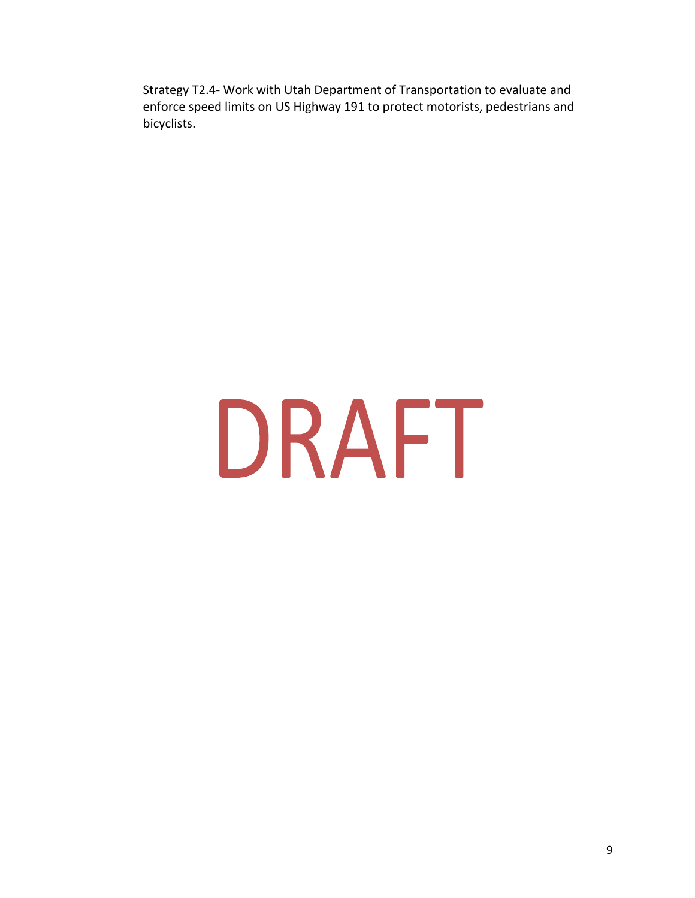Strategy T2.4- Work with Utah Department of Transportation to evaluate and enforce speed limits on US Highway 191 to protect motorists, pedestrians and bicyclists.

DRAFT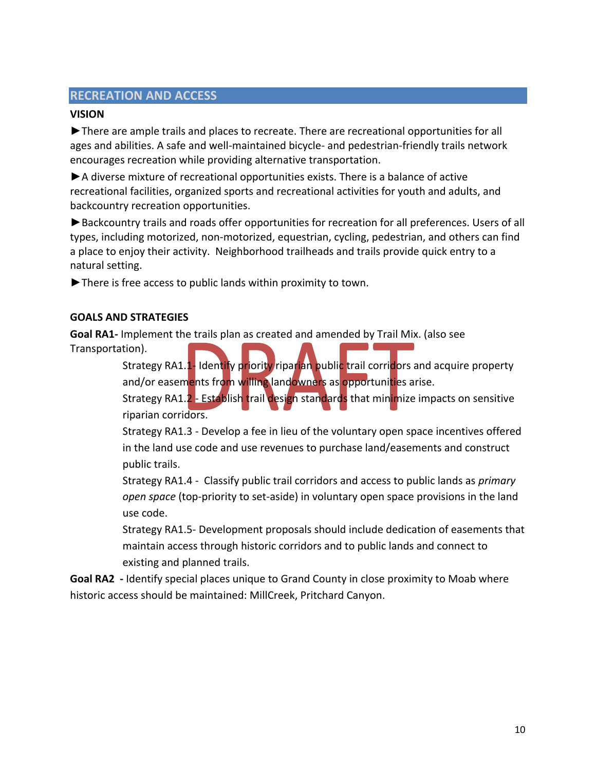## RECREATION AND ACCESS

**VISION**

►There are ample trails and places to recreate. There are recreational opportunities for all ages and abilities. A safe and well-maintained bicycle- and pedestrian-friendly trails network encourages recreation while providing alternative transportation.

►A diverse mixture of recreational opportunities exists. There is a balance of active recreational facilities, organized sports and recreational activities for youth and adults, and backcountry recreation opportunities.

►Backcountry trails and roads offer opportunities for recreation for all preferences. Users of all types, including motorized, non-motorized, equestrian, cycling, pedestrian, and others can find a place to enjoy their activity. Neighborhood trailheads and trails provide quick entry to a natural setting.

►There is free access to public lands within proximity to town.

**GOALS AND STRATEGIES**

**Goal RA1-** Implement the trails plan as created and amended by Trail Mix. (also see Transportation).

> Strategy RA1.1- Identify priority riparian public trail corridors and acquire property and/or easements from willing landowners as opportunities arise.
>
> Strategy RA1.2 - Establish trail design standards that minimize impacts on sensitive riparian corridors.
>
> Strategy RA1.3 - Develop a fee in lieu of the voluntary open space incentives offered in the land use code and use revenues to purchase land/easements and construct public trails.
>
> Strategy RA1.4 - Classify public trail corridors and access to public lands as *primary open space* (top-priority to set-aside) in voluntary open space provisions in the land use code.
>
> Strategy RA1.5- Development proposals should include dedication of easements that maintain access through historic corridors and to public lands and connect to existing and planned trails.

**Goal RA2 -** Identify special places unique to Grand County in close proximity to Moab where historic access should be maintained: MillCreek, Pritchard Canyon.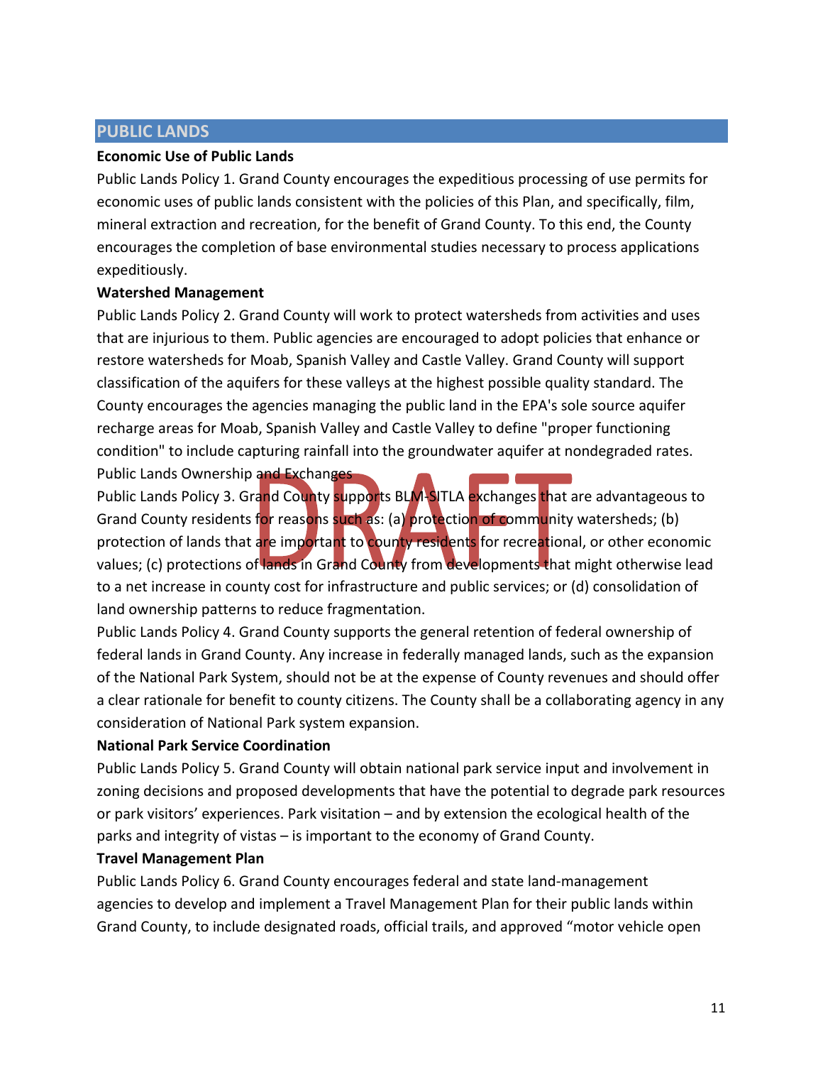## PUBLIC LANDS

**Economic Use of Public Lands**

Public Lands Policy 1. Grand County encourages the expeditious processing of use permits for economic uses of public lands consistent with the policies of this Plan, and specifically, film, mineral extraction and recreation, for the benefit of Grand County. To this end, the County encourages the completion of base environmental studies necessary to process applications expeditiously.

**Watershed Management**

Public Lands Policy 2. Grand County will work to protect watersheds from activities and uses that are injurious to them. Public agencies are encouraged to adopt policies that enhance or restore watersheds for Moab, Spanish Valley and Castle Valley. Grand County will support classification of the aquifers for these valleys at the highest possible quality standard. The County encourages the agencies managing the public land in the EPA's sole source aquifer recharge areas for Moab, Spanish Valley and Castle Valley to define "proper functioning condition" to include capturing rainfall into the groundwater aquifer at nondegraded rates.

Public Lands Ownership and Exchanges

Public Lands Policy 3. Grand County supports BLM-SITLA exchanges that are advantageous to Grand County residents for reasons such as: (a) protection of community watersheds; (b) protection of lands that are important to county residents for recreational, or other economic values; (c) protections of lands in Grand County from developments that might otherwise lead to a net increase in county cost for infrastructure and public services; or (d) consolidation of land ownership patterns to reduce fragmentation.

Public Lands Policy 4. Grand County supports the general retention of federal ownership of federal lands in Grand County. Any increase in federally managed lands, such as the expansion of the National Park System, should not be at the expense of County revenues and should offer a clear rationale for benefit to county citizens. The County shall be a collaborating agency in any consideration of National Park system expansion.

**National Park Service Coordination**

Public Lands Policy 5. Grand County will obtain national park service input and involvement in zoning decisions and proposed developments that have the potential to degrade park resources or park visitors' experiences. Park visitation – and by extension the ecological health of the parks and integrity of vistas – is important to the economy of Grand County.

**Travel Management Plan**

Public Lands Policy 6. Grand County encourages federal and state land-management agencies to develop and implement a Travel Management Plan for their public lands within Grand County, to include designated roads, official trails, and approved "motor vehicle open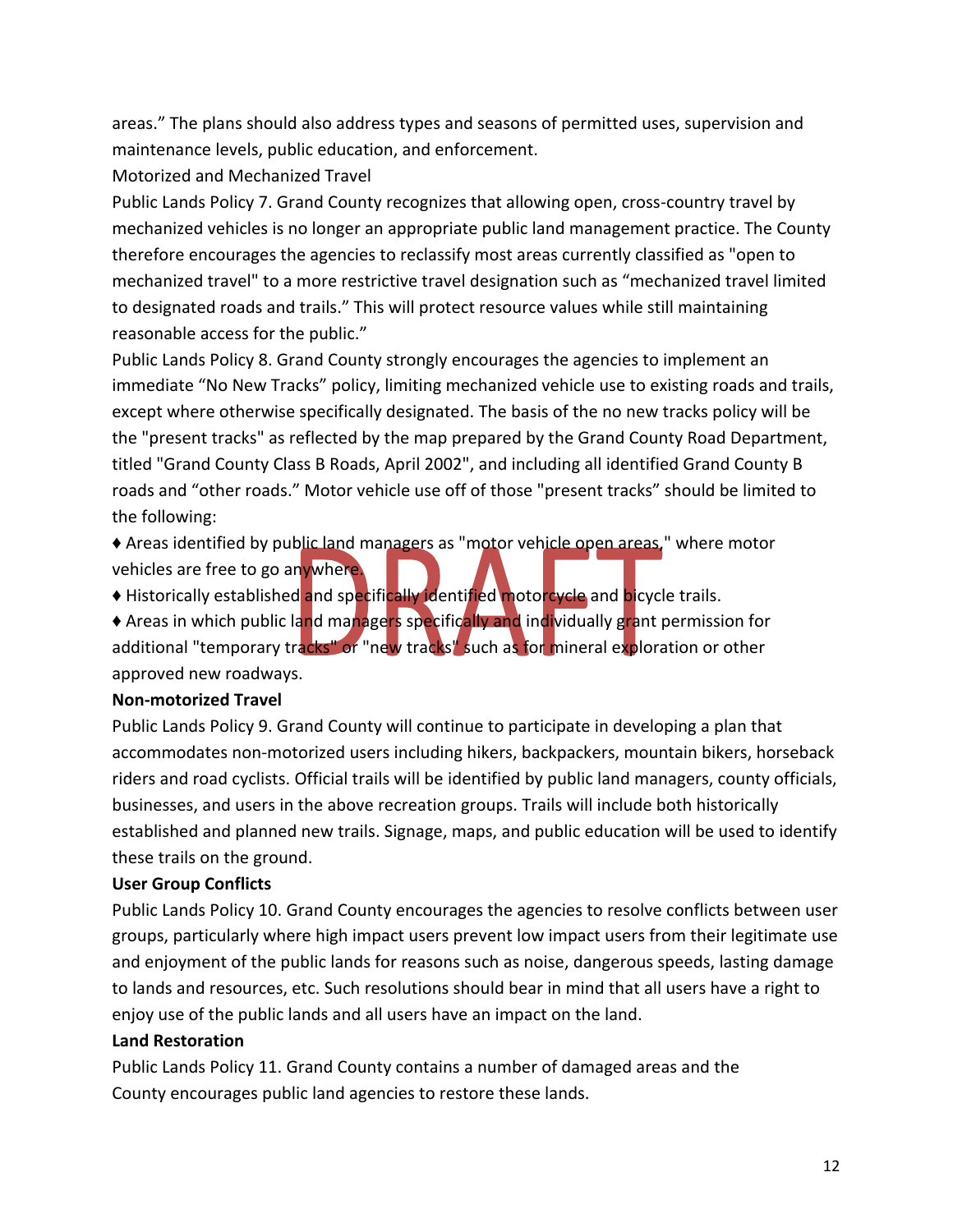areas." The plans should also address types and seasons of permitted uses, supervision and maintenance levels, public education, and enforcement.

Motorized and Mechanized Travel

Public Lands Policy 7. Grand County recognizes that allowing open, cross-country travel by mechanized vehicles is no longer an appropriate public land management practice. The County therefore encourages the agencies to reclassify most areas currently classified as "open to mechanized travel" to a more restrictive travel designation such as "mechanized travel limited to designated roads and trails." This will protect resource values while still maintaining reasonable access for the public."

Public Lands Policy 8. Grand County strongly encourages the agencies to implement an immediate "No New Tracks" policy, limiting mechanized vehicle use to existing roads and trails, except where otherwise specifically designated. The basis of the no new tracks policy will be the "present tracks" as reflected by the map prepared by the Grand County Road Department, titled "Grand County Class B Roads, April 2002", and including all identified Grand County B roads and "other roads." Motor vehicle use off of those "present tracks" should be limited to the following:

- ♦ Areas identified by public land managers as "motor vehicle open areas," where motor vehicles are free to go anywhere.
- ♦ Historically established and specifically identified motorcycle and bicycle trails.
- ♦ Areas in which public land managers specifically and individually grant permission for additional "temporary tracks" or "new tracks" such as for mineral exploration or other approved new roadways.

**Non-motorized Travel**

Public Lands Policy 9. Grand County will continue to participate in developing a plan that accommodates non-motorized users including hikers, backpackers, mountain bikers, horseback riders and road cyclists. Official trails will be identified by public land managers, county officials, businesses, and users in the above recreation groups. Trails will include both historically established and planned new trails. Signage, maps, and public education will be used to identify these trails on the ground.

**User Group Conflicts**

Public Lands Policy 10. Grand County encourages the agencies to resolve conflicts between user groups, particularly where high impact users prevent low impact users from their legitimate use and enjoyment of the public lands for reasons such as noise, dangerous speeds, lasting damage to lands and resources, etc. Such resolutions should bear in mind that all users have a right to enjoy use of the public lands and all users have an impact on the land.

**Land Restoration**

Public Lands Policy 11. Grand County contains a number of damaged areas and the County encourages public land agencies to restore these lands.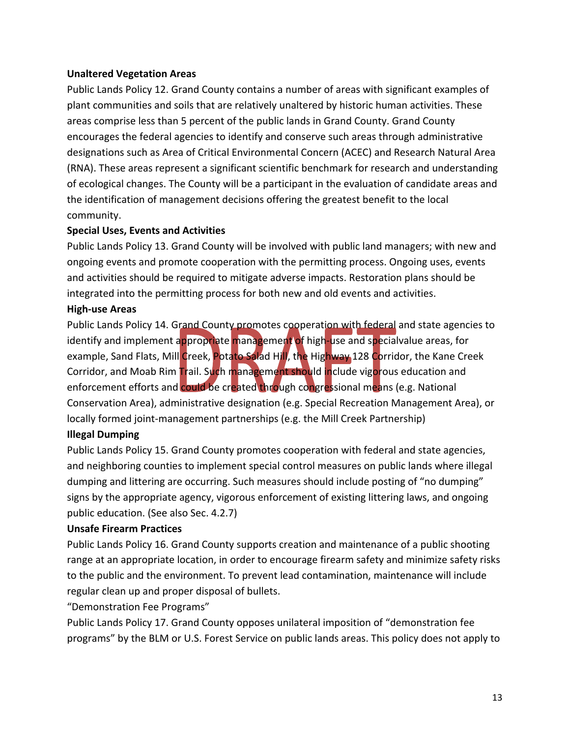**Unaltered Vegetation Areas**

Public Lands Policy 12. Grand County contains a number of areas with significant examples of plant communities and soils that are relatively unaltered by historic human activities. These areas comprise less than 5 percent of the public lands in Grand County. Grand County encourages the federal agencies to identify and conserve such areas through administrative designations such as Area of Critical Environmental Concern (ACEC) and Research Natural Area (RNA). These areas represent a significant scientific benchmark for research and understanding of ecological changes. The County will be a participant in the evaluation of candidate areas and the identification of management decisions offering the greatest benefit to the local community.

**Special Uses, Events and Activities**

Public Lands Policy 13. Grand County will be involved with public land managers; with new and ongoing events and promote cooperation with the permitting process. Ongoing uses, events and activities should be required to mitigate adverse impacts. Restoration plans should be integrated into the permitting process for both new and old events and activities.

**High-use Areas**

Public Lands Policy 14. Grand County promotes cooperation with federal and state agencies to identify and implement appropriate management of high-use and specialvalue areas, for example, Sand Flats, Mill Creek, Potato Salad Hill, the Highway 128 Corridor, the Kane Creek Corridor, and Moab Rim Trail. Such management should include vigorous education and enforcement efforts and could be created through congressional means (e.g. National Conservation Area), administrative designation (e.g. Special Recreation Management Area), or locally formed joint-management partnerships (e.g. the Mill Creek Partnership)

**Illegal Dumping**

Public Lands Policy 15. Grand County promotes cooperation with federal and state agencies, and neighboring counties to implement special control measures on public lands where illegal dumping and littering are occurring. Such measures should include posting of "no dumping" signs by the appropriate agency, vigorous enforcement of existing littering laws, and ongoing public education. (See also Sec. 4.2.7)

**Unsafe Firearm Practices**

Public Lands Policy 16. Grand County supports creation and maintenance of a public shooting range at an appropriate location, in order to encourage firearm safety and minimize safety risks to the public and the environment. To prevent lead contamination, maintenance will include regular clean up and proper disposal of bullets.

"Demonstration Fee Programs"

Public Lands Policy 17. Grand County opposes unilateral imposition of "demonstration fee programs" by the BLM or U.S. Forest Service on public lands areas. This policy does not apply to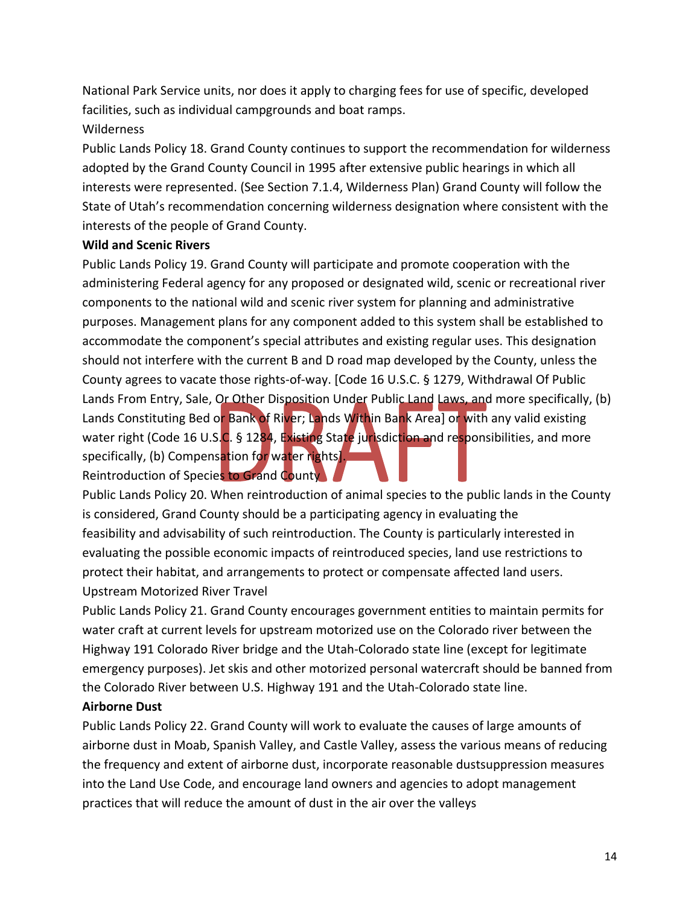National Park Service units, nor does it apply to charging fees for use of specific, developed facilities, such as individual campgrounds and boat ramps.

Wilderness

Public Lands Policy 18. Grand County continues to support the recommendation for wilderness adopted by the Grand County Council in 1995 after extensive public hearings in which all interests were represented. (See Section 7.1.4, Wilderness Plan) Grand County will follow the State of Utah's recommendation concerning wilderness designation where consistent with the interests of the people of Grand County.

**Wild and Scenic Rivers**

Public Lands Policy 19. Grand County will participate and promote cooperation with the administering Federal agency for any proposed or designated wild, scenic or recreational river components to the national wild and scenic river system for planning and administrative purposes. Management plans for any component added to this system shall be established to accommodate the component's special attributes and existing regular uses. This designation should not interfere with the current B and D road map developed by the County, unless the County agrees to vacate those rights-of-way. [Code 16 U.S.C. § 1279, Withdrawal Of Public Lands From Entry, Sale, Or Other Disposition Under Public Land Laws, and more specifically, (b) Lands Constituting Bed or Bank of River; Lands Within Bank Area] or with any valid existing water right (Code 16 U.S.C. § 1284, Existing State jurisdiction and responsibilities, and more specifically, (b) Compensation for water rights].

Reintroduction of Species to Grand County

Public Lands Policy 20. When reintroduction of animal species to the public lands in the County is considered, Grand County should be a participating agency in evaluating the feasibility and advisability of such reintroduction. The County is particularly interested in evaluating the possible economic impacts of reintroduced species, land use restrictions to protect their habitat, and arrangements to protect or compensate affected land users.

Upstream Motorized River Travel

Public Lands Policy 21. Grand County encourages government entities to maintain permits for water craft at current levels for upstream motorized use on the Colorado river between the Highway 191 Colorado River bridge and the Utah-Colorado state line (except for legitimate emergency purposes). Jet skis and other motorized personal watercraft should be banned from the Colorado River between U.S. Highway 191 and the Utah-Colorado state line.

**Airborne Dust**

Public Lands Policy 22. Grand County will work to evaluate the causes of large amounts of airborne dust in Moab, Spanish Valley, and Castle Valley, assess the various means of reducing the frequency and extent of airborne dust, incorporate reasonable dustsuppression measures into the Land Use Code, and encourage land owners and agencies to adopt management practices that will reduce the amount of dust in the air over the valleys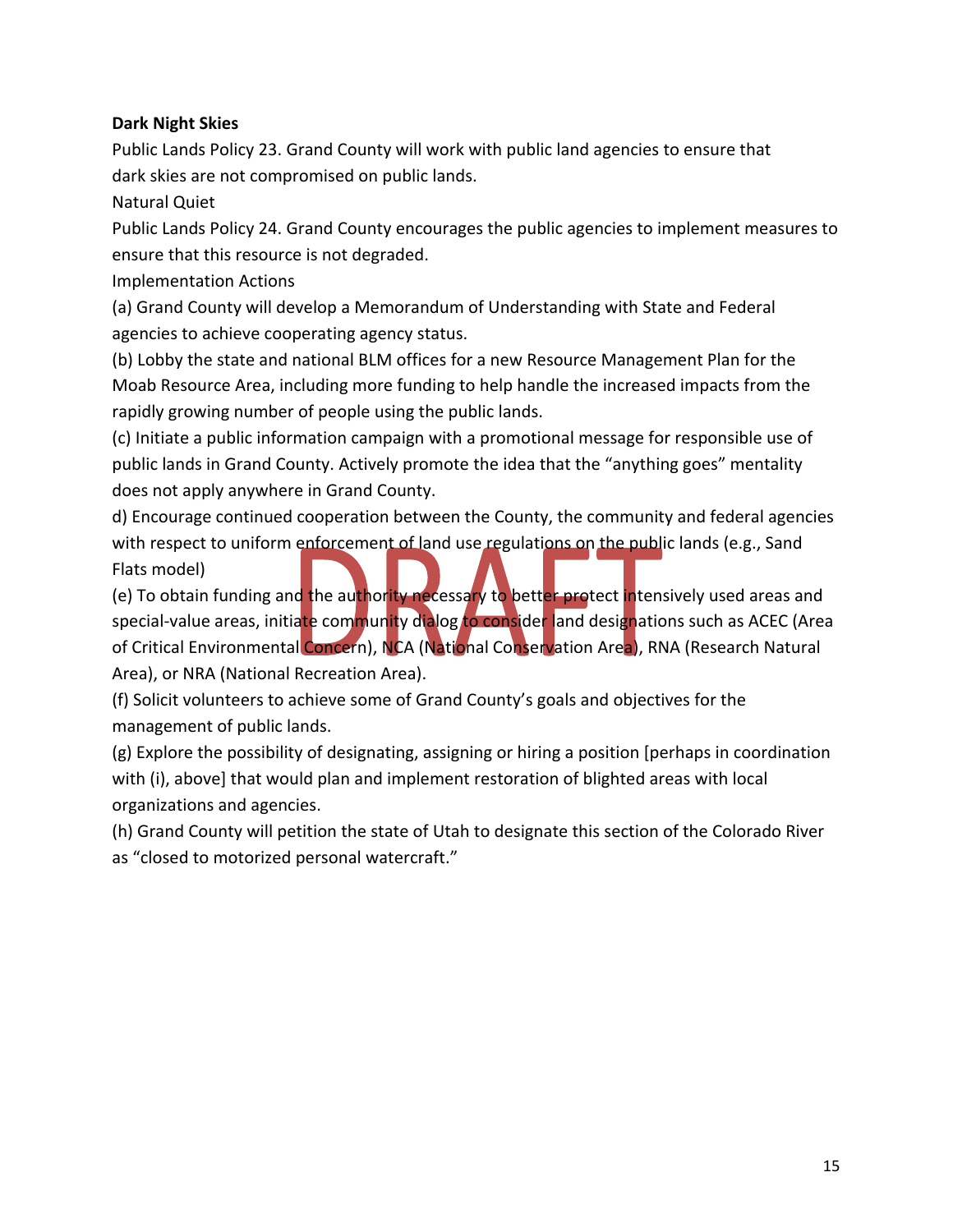**Dark Night Skies**

Public Lands Policy 23. Grand County will work with public land agencies to ensure that dark skies are not compromised on public lands.

Natural Quiet

Public Lands Policy 24. Grand County encourages the public agencies to implement measures to ensure that this resource is not degraded.

Implementation Actions

(a) Grand County will develop a Memorandum of Understanding with State and Federal agencies to achieve cooperating agency status.

(b) Lobby the state and national BLM offices for a new Resource Management Plan for the Moab Resource Area, including more funding to help handle the increased impacts from the rapidly growing number of people using the public lands.

(c) Initiate a public information campaign with a promotional message for responsible use of public lands in Grand County. Actively promote the idea that the "anything goes" mentality does not apply anywhere in Grand County.

d) Encourage continued cooperation between the County, the community and federal agencies with respect to uniform enforcement of land use regulations on the public lands (e.g., Sand Flats model)

(e) To obtain funding and the authority necessary to better protect intensively used areas and special-value areas, initiate community dialog to consider land designations such as ACEC (Area of Critical Environmental Concern), NCA (National Conservation Area), RNA (Research Natural Area), or NRA (National Recreation Area).

(f) Solicit volunteers to achieve some of Grand County's goals and objectives for the management of public lands.

(g) Explore the possibility of designating, assigning or hiring a position [perhaps in coordination with (i), above] that would plan and implement restoration of blighted areas with local organizations and agencies.

(h) Grand County will petition the state of Utah to designate this section of the Colorado River as "closed to motorized personal watercraft."